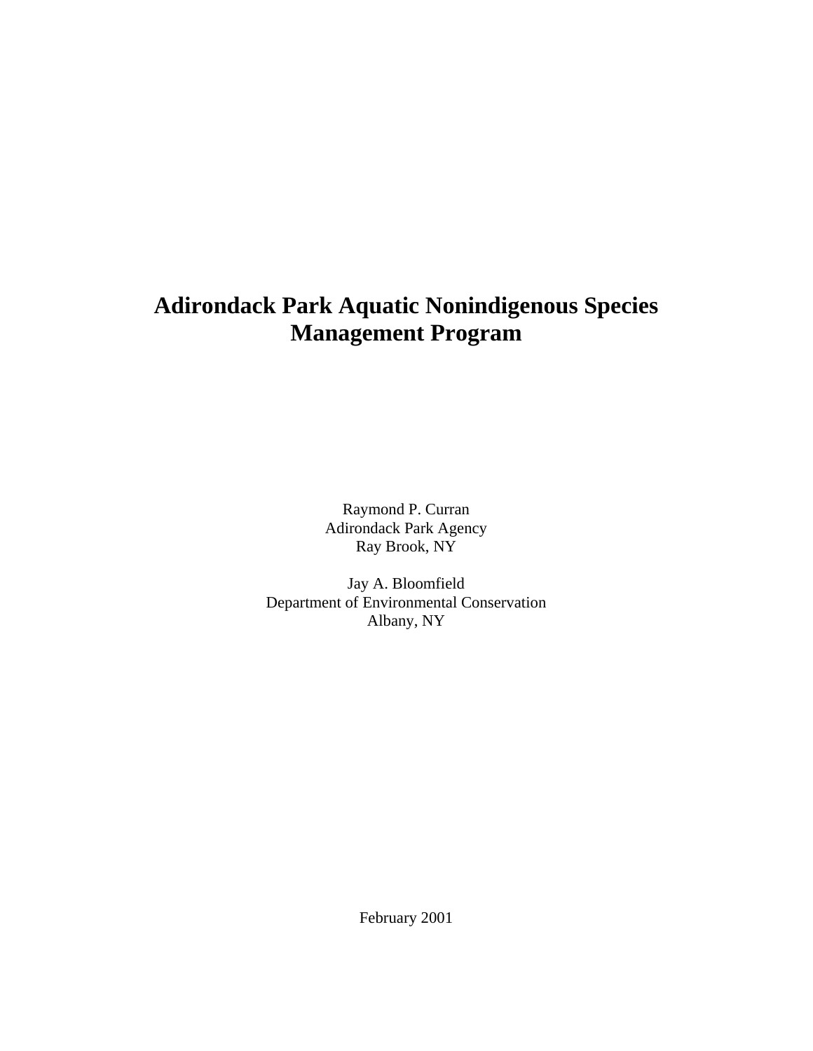# Adirondack Park Aquatic Nonindigenous Species Management Program

Raymond P. Curran
Adirondack Park Agency
Ray Brook, NY

Jay A. Bloomfield
Department of Environmental Conservation
Albany, NY

February 2001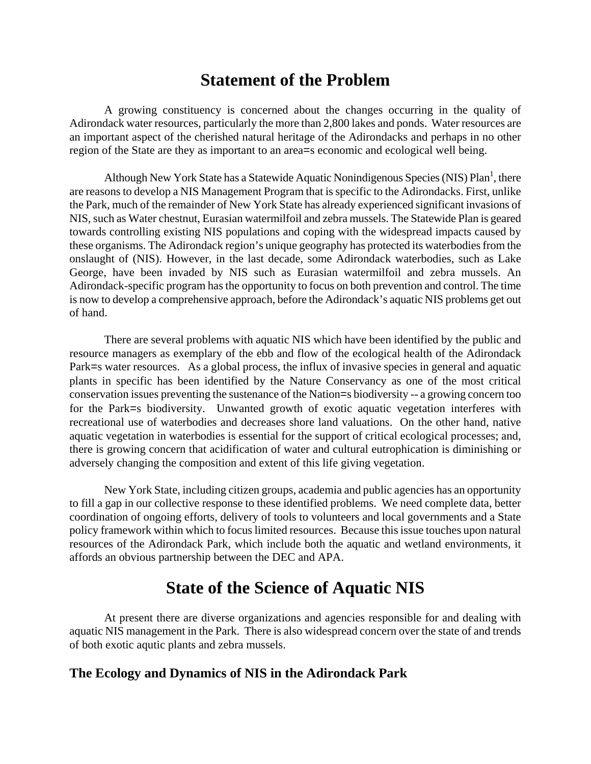# Statement of the Problem

A growing constituency is concerned about the changes occurring in the quality of Adirondack water resources, particularly the more than 2,800 lakes and ponds. Water resources are an important aspect of the cherished natural heritage of the Adirondacks and perhaps in no other region of the State are they as important to an area=s economic and ecological well being.

Although New York State has a Statewide Aquatic Nonindigenous Species (NIS) Plan[1], there are reasons to develop a NIS Management Program that is specific to the Adirondacks. First, unlike the Park, much of the remainder of New York State has already experienced significant invasions of NIS, such as Water chestnut, Eurasian watermilfoil and zebra mussels. The Statewide Plan is geared towards controlling existing NIS populations and coping with the widespread impacts caused by these organisms. The Adirondack region's unique geography has protected its waterbodies from the onslaught of (NIS). However, in the last decade, some Adirondack waterbodies, such as Lake George, have been invaded by NIS such as Eurasian watermilfoil and zebra mussels. An Adirondack-specific program has the opportunity to focus on both prevention and control. The time is now to develop a comprehensive approach, before the Adirondack's aquatic NIS problems get out of hand.

There are several problems with aquatic NIS which have been identified by the public and resource managers as exemplary of the ebb and flow of the ecological health of the Adirondack Park=s water resources. As a global process, the influx of invasive species in general and aquatic plants in specific has been identified by the Nature Conservancy as one of the most critical conservation issues preventing the sustenance of the Nation=s biodiversity -- a growing concern too for the Park=s biodiversity. Unwanted growth of exotic aquatic vegetation interferes with recreational use of waterbodies and decreases shore land valuations. On the other hand, native aquatic vegetation in waterbodies is essential for the support of critical ecological processes; and, there is growing concern that acidification of water and cultural eutrophication is diminishing or adversely changing the composition and extent of this life giving vegetation.

New York State, including citizen groups, academia and public agencies has an opportunity to fill a gap in our collective response to these identified problems. We need complete data, better coordination of ongoing efforts, delivery of tools to volunteers and local governments and a State policy framework within which to focus limited resources. Because this issue touches upon natural resources of the Adirondack Park, which include both the aquatic and wetland environments, it affords an obvious partnership between the DEC and APA.

# State of the Science of Aquatic NIS

At present there are diverse organizations and agencies responsible for and dealing with aquatic NIS management in the Park. There is also widespread concern over the state of and trends of both exotic aqutic plants and zebra mussels.

## The Ecology and Dynamics of NIS in the Adirondack Park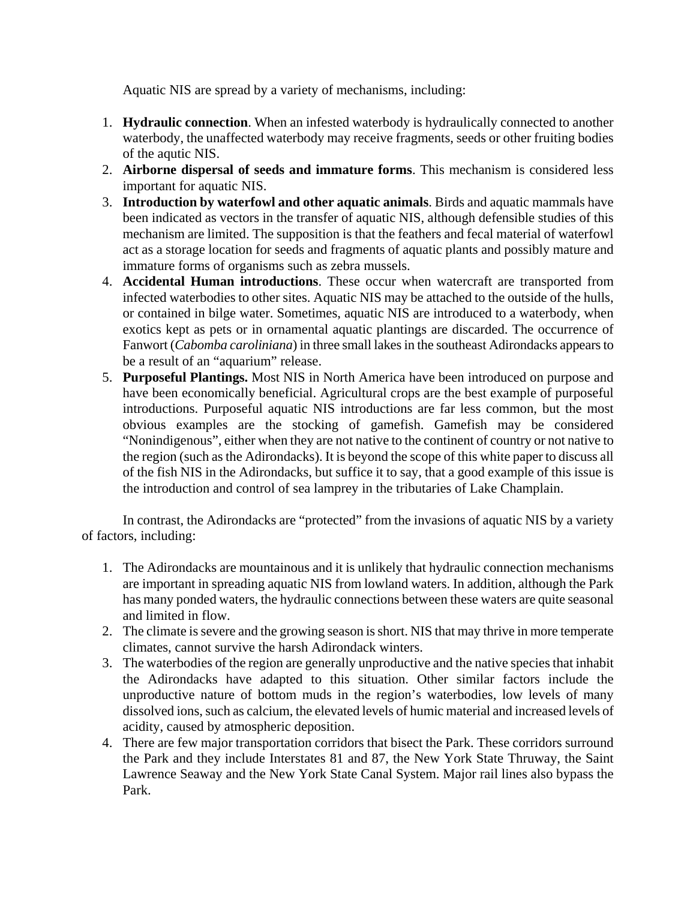Aquatic NIS are spread by a variety of mechanisms, including:

1. **Hydraulic connection**. When an infested waterbody is hydraulically connected to another waterbody, the unaffected waterbody may receive fragments, seeds or other fruiting bodies of the aqutic NIS.
2. **Airborne dispersal of seeds and immature forms**. This mechanism is considered less important for aquatic NIS.
3. **Introduction by waterfowl and other aquatic animals**. Birds and aquatic mammals have been indicated as vectors in the transfer of aquatic NIS, although defensible studies of this mechanism are limited. The supposition is that the feathers and fecal material of waterfowl act as a storage location for seeds and fragments of aquatic plants and possibly mature and immature forms of organisms such as zebra mussels.
4. **Accidental Human introductions**. These occur when watercraft are transported from infected waterbodies to other sites. Aquatic NIS may be attached to the outside of the hulls, or contained in bilge water. Sometimes, aquatic NIS are introduced to a waterbody, when exotics kept as pets or in ornamental aquatic plantings are discarded. The occurrence of Fanwort (*Cabomba caroliniana*) in three small lakes in the southeast Adirondacks appears to be a result of an "aquarium" release.
5. **Purposeful Plantings.** Most NIS in North America have been introduced on purpose and have been economically beneficial. Agricultural crops are the best example of purposeful introductions. Purposeful aquatic NIS introductions are far less common, but the most obvious examples are the stocking of gamefish. Gamefish may be considered "Nonindigenous", either when they are not native to the continent of country or not native to the region (such as the Adirondacks). It is beyond the scope of this white paper to discuss all of the fish NIS in the Adirondacks, but suffice it to say, that a good example of this issue is the introduction and control of sea lamprey in the tributaries of Lake Champlain.

In contrast, the Adirondacks are "protected" from the invasions of aquatic NIS by a variety of factors, including:

1. The Adirondacks are mountainous and it is unlikely that hydraulic connection mechanisms are important in spreading aquatic NIS from lowland waters. In addition, although the Park has many ponded waters, the hydraulic connections between these waters are quite seasonal and limited in flow.
2. The climate is severe and the growing season is short. NIS that may thrive in more temperate climates, cannot survive the harsh Adirondack winters.
3. The waterbodies of the region are generally unproductive and the native species that inhabit the Adirondacks have adapted to this situation. Other similar factors include the unproductive nature of bottom muds in the region's waterbodies, low levels of many dissolved ions, such as calcium, the elevated levels of humic material and increased levels of acidity, caused by atmospheric deposition.
4. There are few major transportation corridors that bisect the Park. These corridors surround the Park and they include Interstates 81 and 87, the New York State Thruway, the Saint Lawrence Seaway and the New York State Canal System. Major rail lines also bypass the Park.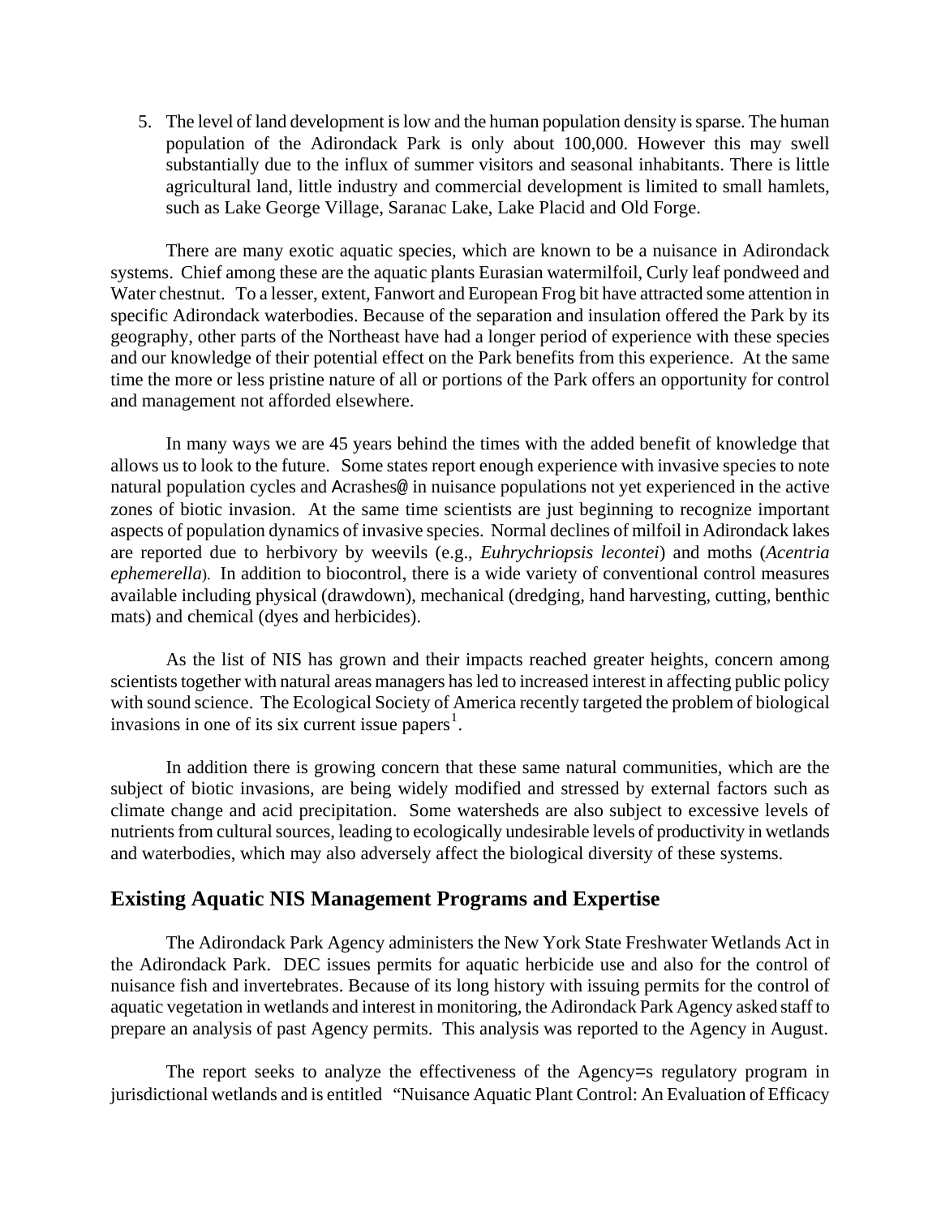5. The level of land development is low and the human population density is sparse. The human population of the Adirondack Park is only about 100,000. However this may swell substantially due to the influx of summer visitors and seasonal inhabitants. There is little agricultural land, little industry and commercial development is limited to small hamlets, such as Lake George Village, Saranac Lake, Lake Placid and Old Forge.

There are many exotic aquatic species, which are known to be a nuisance in Adirondack systems. Chief among these are the aquatic plants Eurasian watermilfoil, Curly leaf pondweed and Water chestnut. To a lesser, extent, Fanwort and European Frog bit have attracted some attention in specific Adirondack waterbodies. Because of the separation and insulation offered the Park by its geography, other parts of the Northeast have had a longer period of experience with these species and our knowledge of their potential effect on the Park benefits from this experience. At the same time the more or less pristine nature of all or portions of the Park offers an opportunity for control and management not afforded elsewhere.

In many ways we are 45 years behind the times with the added benefit of knowledge that allows us to look to the future. Some states report enough experience with invasive species to note natural population cycles and Acrashes@ in nuisance populations not yet experienced in the active zones of biotic invasion. At the same time scientists are just beginning to recognize important aspects of population dynamics of invasive species. Normal declines of milfoil in Adirondack lakes are reported due to herbivory by weevils (e.g., *Euhrychriopsis lecontei*) and moths (*Acentria ephemerella*). In addition to biocontrol, there is a wide variety of conventional control measures available including physical (drawdown), mechanical (dredging, hand harvesting, cutting, benthic mats) and chemical (dyes and herbicides).

As the list of NIS has grown and their impacts reached greater heights, concern among scientists together with natural areas managers has led to increased interest in affecting public policy with sound science. The Ecological Society of America recently targeted the problem of biological invasions in one of its six current issue papers[1].

In addition there is growing concern that these same natural communities, which are the subject of biotic invasions, are being widely modified and stressed by external factors such as climate change and acid precipitation. Some watersheds are also subject to excessive levels of nutrients from cultural sources, leading to ecologically undesirable levels of productivity in wetlands and waterbodies, which may also adversely affect the biological diversity of these systems.

## Existing Aquatic NIS Management Programs and Expertise

The Adirondack Park Agency administers the New York State Freshwater Wetlands Act in the Adirondack Park. DEC issues permits for aquatic herbicide use and also for the control of nuisance fish and invertebrates. Because of its long history with issuing permits for the control of aquatic vegetation in wetlands and interest in monitoring, the Adirondack Park Agency asked staff to prepare an analysis of past Agency permits. This analysis was reported to the Agency in August.

The report seeks to analyze the effectiveness of the Agency=s regulatory program in jurisdictional wetlands and is entitled "Nuisance Aquatic Plant Control: An Evaluation of Efficacy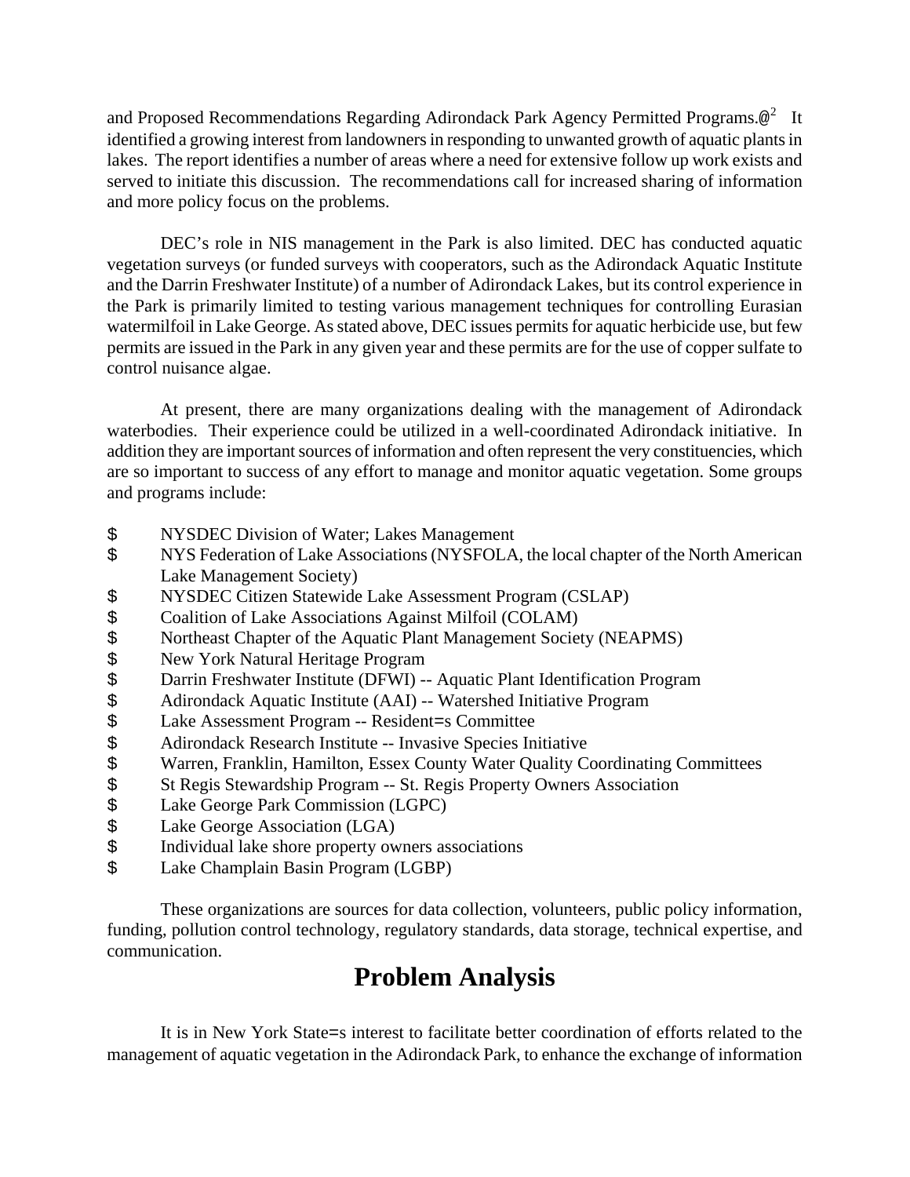and Proposed Recommendations Regarding Adirondack Park Agency Permitted Programs.@[2] It identified a growing interest from landowners in responding to unwanted growth of aquatic plants in lakes. The report identifies a number of areas where a need for extensive follow up work exists and served to initiate this discussion. The recommendations call for increased sharing of information and more policy focus on the problems.

DEC's role in NIS management in the Park is also limited. DEC has conducted aquatic vegetation surveys (or funded surveys with cooperators, such as the Adirondack Aquatic Institute and the Darrin Freshwater Institute) of a number of Adirondack Lakes, but its control experience in the Park is primarily limited to testing various management techniques for controlling Eurasian watermilfoil in Lake George. As stated above, DEC issues permits for aquatic herbicide use, but few permits are issued in the Park in any given year and these permits are for the use of copper sulfate to control nuisance algae.

At present, there are many organizations dealing with the management of Adirondack waterbodies. Their experience could be utilized in a well-coordinated Adirondack initiative. In addition they are important sources of information and often represent the very constituencies, which are so important to success of any effort to manage and monitor aquatic vegetation. Some groups and programs include:

- NYSDEC Division of Water; Lakes Management
- NYS Federation of Lake Associations (NYSFOLA, the local chapter of the North American Lake Management Society)
- NYSDEC Citizen Statewide Lake Assessment Program (CSLAP)
- Coalition of Lake Associations Against Milfoil (COLAM)
- Northeast Chapter of the Aquatic Plant Management Society (NEAPMS)
- New York Natural Heritage Program
- Darrin Freshwater Institute (DFWI) -- Aquatic Plant Identification Program
- Adirondack Aquatic Institute (AAI) -- Watershed Initiative Program
- Lake Assessment Program -- Resident=s Committee
- Adirondack Research Institute -- Invasive Species Initiative
- Warren, Franklin, Hamilton, Essex County Water Quality Coordinating Committees
- St Regis Stewardship Program -- St. Regis Property Owners Association
- Lake George Park Commission (LGPC)
- Lake George Association (LGA)
- Individual lake shore property owners associations
- Lake Champlain Basin Program (LGBP)

These organizations are sources for data collection, volunteers, public policy information, funding, pollution control technology, regulatory standards, data storage, technical expertise, and communication.

# Problem Analysis

It is in New York State=s interest to facilitate better coordination of efforts related to the management of aquatic vegetation in the Adirondack Park, to enhance the exchange of information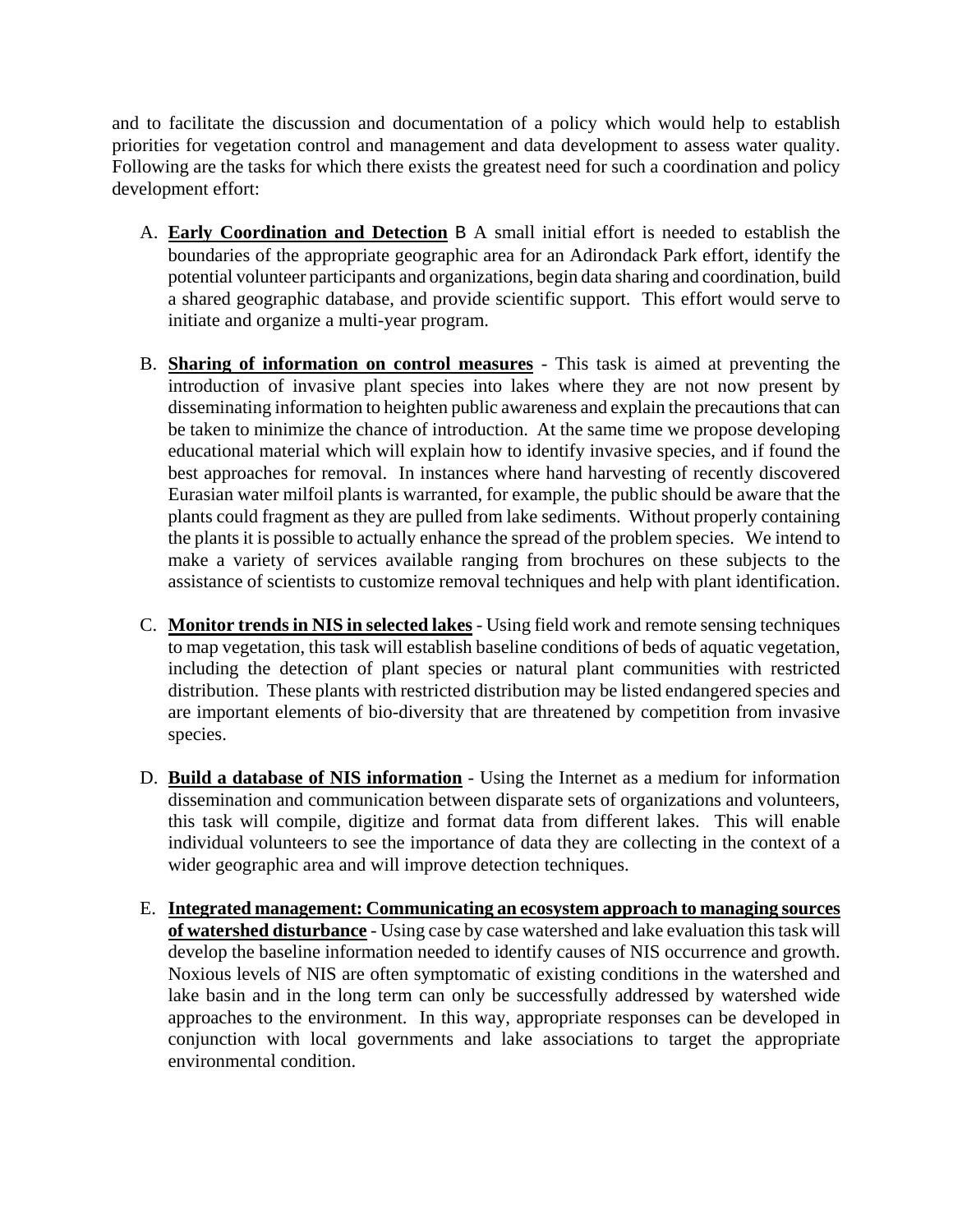and to facilitate the discussion and documentation of a policy which would help to establish priorities for vegetation control and management and data development to assess water quality. Following are the tasks for which there exists the greatest need for such a coordination and policy development effort:

A. **Early Coordination and Detection** B A small initial effort is needed to establish the boundaries of the appropriate geographic area for an Adirondack Park effort, identify the potential volunteer participants and organizations, begin data sharing and coordination, build a shared geographic database, and provide scientific support. This effort would serve to initiate and organize a multi-year program.

B. **Sharing of information on control measures** - This task is aimed at preventing the introduction of invasive plant species into lakes where they are not now present by disseminating information to heighten public awareness and explain the precautions that can be taken to minimize the chance of introduction. At the same time we propose developing educational material which will explain how to identify invasive species, and if found the best approaches for removal. In instances where hand harvesting of recently discovered Eurasian water milfoil plants is warranted, for example, the public should be aware that the plants could fragment as they are pulled from lake sediments. Without properly containing the plants it is possible to actually enhance the spread of the problem species. We intend to make a variety of services available ranging from brochures on these subjects to the assistance of scientists to customize removal techniques and help with plant identification.

C. **Monitor trends in NIS in selected lakes** - Using field work and remote sensing techniques to map vegetation, this task will establish baseline conditions of beds of aquatic vegetation, including the detection of plant species or natural plant communities with restricted distribution. These plants with restricted distribution may be listed endangered species and are important elements of bio-diversity that are threatened by competition from invasive species.

D. **Build a database of NIS information** - Using the Internet as a medium for information dissemination and communication between disparate sets of organizations and volunteers, this task will compile, digitize and format data from different lakes. This will enable individual volunteers to see the importance of data they are collecting in the context of a wider geographic area and will improve detection techniques.

E. **Integrated management: Communicating an ecosystem approach to managing sources of watershed disturbance** - Using case by case watershed and lake evaluation this task will develop the baseline information needed to identify causes of NIS occurrence and growth. Noxious levels of NIS are often symptomatic of existing conditions in the watershed and lake basin and in the long term can only be successfully addressed by watershed wide approaches to the environment. In this way, appropriate responses can be developed in conjunction with local governments and lake associations to target the appropriate environmental condition.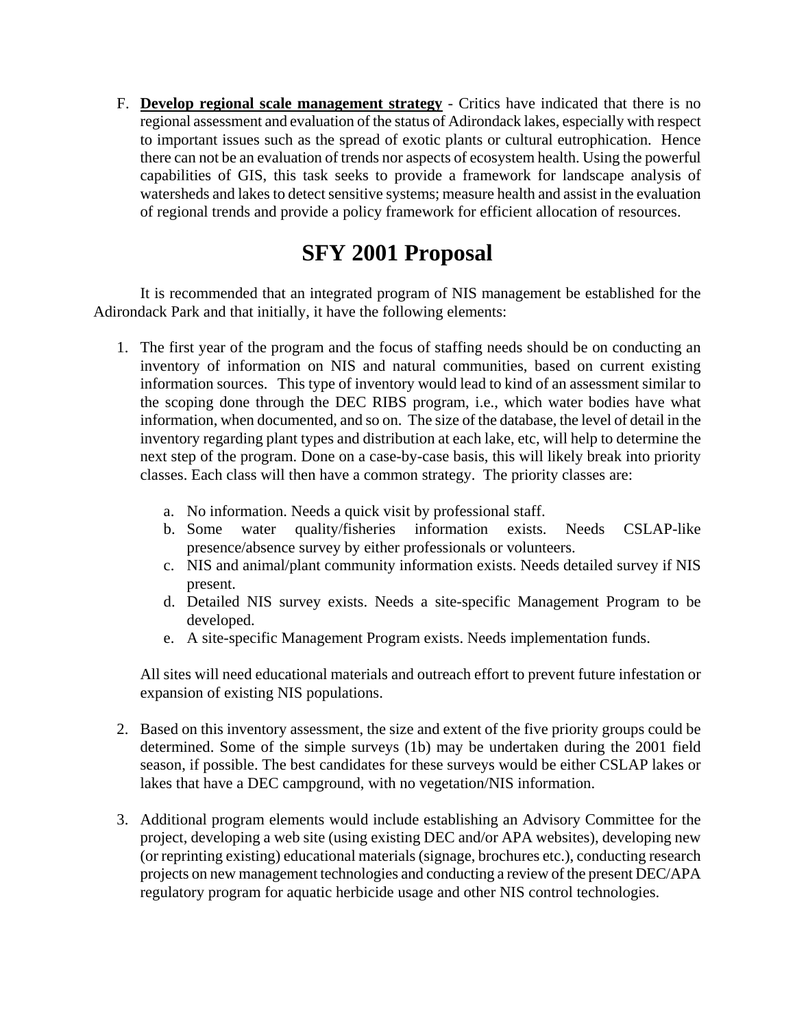F. **<u>Develop regional scale management strategy</u>** - Critics have indicated that there is no regional assessment and evaluation of the status of Adirondack lakes, especially with respect to important issues such as the spread of exotic plants or cultural eutrophication. Hence there can not be an evaluation of trends nor aspects of ecosystem health. Using the powerful capabilities of GIS, this task seeks to provide a framework for landscape analysis of watersheds and lakes to detect sensitive systems; measure health and assist in the evaluation of regional trends and provide a policy framework for efficient allocation of resources.

# SFY 2001 Proposal

It is recommended that an integrated program of NIS management be established for the Adirondack Park and that initially, it have the following elements:

1. The first year of the program and the focus of staffing needs should be on conducting an inventory of information on NIS and natural communities, based on current existing information sources. This type of inventory would lead to kind of an assessment similar to the scoping done through the DEC RIBS program, i.e., which water bodies have what information, when documented, and so on. The size of the database, the level of detail in the inventory regarding plant types and distribution at each lake, etc, will help to determine the next step of the program. Done on a case-by-case basis, this will likely break into priority classes. Each class will then have a common strategy. The priority classes are:

   a. No information. Needs a quick visit by professional staff.
   b. Some water quality/fisheries information exists. Needs CSLAP-like presence/absence survey by either professionals or volunteers.
   c. NIS and animal/plant community information exists. Needs detailed survey if NIS present.
   d. Detailed NIS survey exists. Needs a site-specific Management Program to be developed.
   e. A site-specific Management Program exists. Needs implementation funds.

   All sites will need educational materials and outreach effort to prevent future infestation or expansion of existing NIS populations.

2. Based on this inventory assessment, the size and extent of the five priority groups could be determined. Some of the simple surveys (1b) may be undertaken during the 2001 field season, if possible. The best candidates for these surveys would be either CSLAP lakes or lakes that have a DEC campground, with no vegetation/NIS information.

3. Additional program elements would include establishing an Advisory Committee for the project, developing a web site (using existing DEC and/or APA websites), developing new (or reprinting existing) educational materials (signage, brochures etc.), conducting research projects on new management technologies and conducting a review of the present DEC/APA regulatory program for aquatic herbicide usage and other NIS control technologies.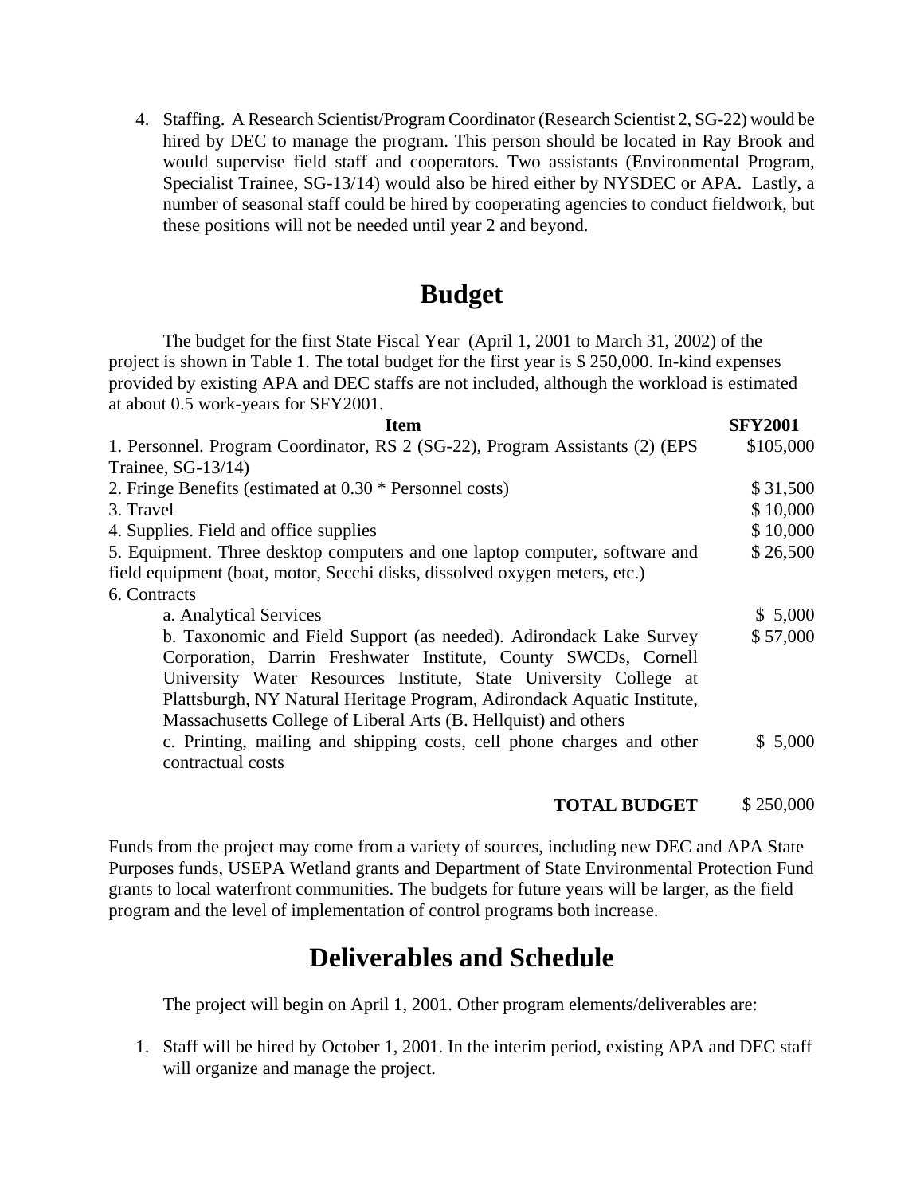4. Staffing. A Research Scientist/Program Coordinator (Research Scientist 2, SG-22) would be hired by DEC to manage the program. This person should be located in Ray Brook and would supervise field staff and cooperators. Two assistants (Environmental Program, Specialist Trainee, SG-13/14) would also be hired either by NYSDEC or APA. Lastly, a number of seasonal staff could be hired by cooperating agencies to conduct fieldwork, but these positions will not be needed until year 2 and beyond.

# Budget

The budget for the first State Fiscal Year (April 1, 2001 to March 31, 2002) of the project is shown in Table 1. The total budget for the first year is $ 250,000. In-kind expenses provided by existing APA and DEC staffs are not included, although the workload is estimated at about 0.5 work-years for SFY2001.

| Item | SFY2001 |
|---|---|
| 1. Personnel. Program Coordinator, RS 2 (SG-22), Program Assistants (2) (EPS Trainee, SG-13/14) | $105,000 |
| 2. Fringe Benefits (estimated at 0.30 * Personnel costs) | $ 31,500 |
| 3. Travel | $ 10,000 |
| 4. Supplies. Field and office supplies | $ 10,000 |
| 5. Equipment. Three desktop computers and one laptop computer, software and field equipment (boat, motor, Secchi disks, dissolved oxygen meters, etc.) | $ 26,500 |
| 6. Contracts | |
| a. Analytical Services | $ 5,000 |
| b. Taxonomic and Field Support (as needed). Adirondack Lake Survey Corporation, Darrin Freshwater Institute, County SWCDs, Cornell University Water Resources Institute, State University College at Plattsburgh, NY Natural Heritage Program, Adirondack Aquatic Institute, Massachusetts College of Liberal Arts (B. Hellquist) and others | $ 57,000 |
| c. Printing, mailing and shipping costs, cell phone charges and other contractual costs | $ 5,000 |
| **TOTAL BUDGET** | $ 250,000 |

Funds from the project may come from a variety of sources, including new DEC and APA State Purposes funds, USEPA Wetland grants and Department of State Environmental Protection Fund grants to local waterfront communities. The budgets for future years will be larger, as the field program and the level of implementation of control programs both increase.

# Deliverables and Schedule

The project will begin on April 1, 2001. Other program elements/deliverables are:

1. Staff will be hired by October 1, 2001. In the interim period, existing APA and DEC staff will organize and manage the project.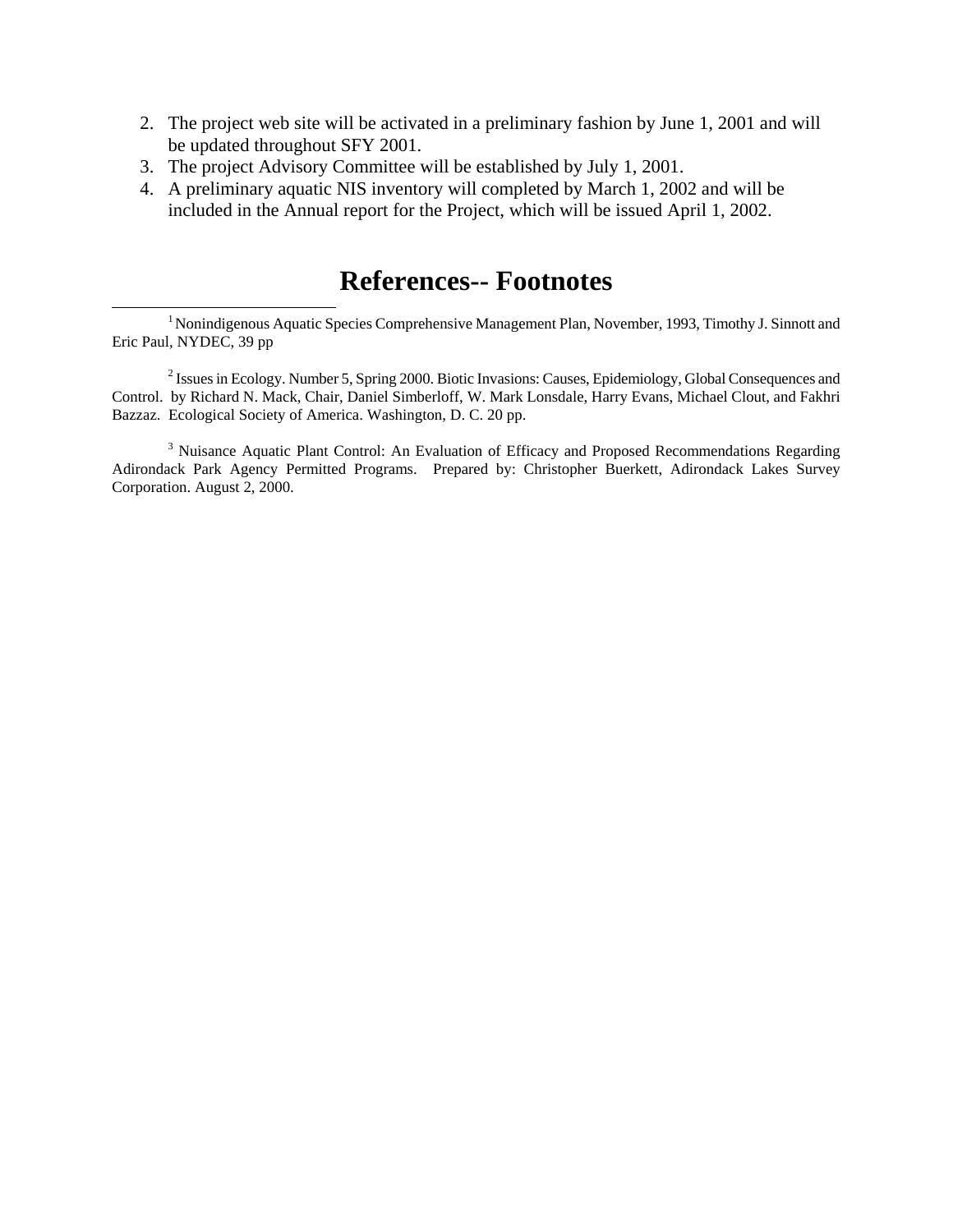2. The project web site will be activated in a preliminary fashion by June 1, 2001 and will be updated throughout SFY 2001.
3. The project Advisory Committee will be established by July 1, 2001.
4. A preliminary aquatic NIS inventory will completed by March 1, 2002 and will be included in the Annual report for the Project, which will be issued April 1, 2002.

# References-- Footnotes

[1] Nonindigenous Aquatic Species Comprehensive Management Plan, November, 1993, Timothy J. Sinnott and Eric Paul, NYDEC, 39 pp

[2] Issues in Ecology. Number 5, Spring 2000. Biotic Invasions: Causes, Epidemiology, Global Consequences and Control. by Richard N. Mack, Chair, Daniel Simberloff, W. Mark Lonsdale, Harry Evans, Michael Clout, and Fakhri Bazzaz. Ecological Society of America. Washington, D. C. 20 pp.

[3] Nuisance Aquatic Plant Control: An Evaluation of Efficacy and Proposed Recommendations Regarding Adirondack Park Agency Permitted Programs. Prepared by: Christopher Buerkett, Adirondack Lakes Survey Corporation. August 2, 2000.